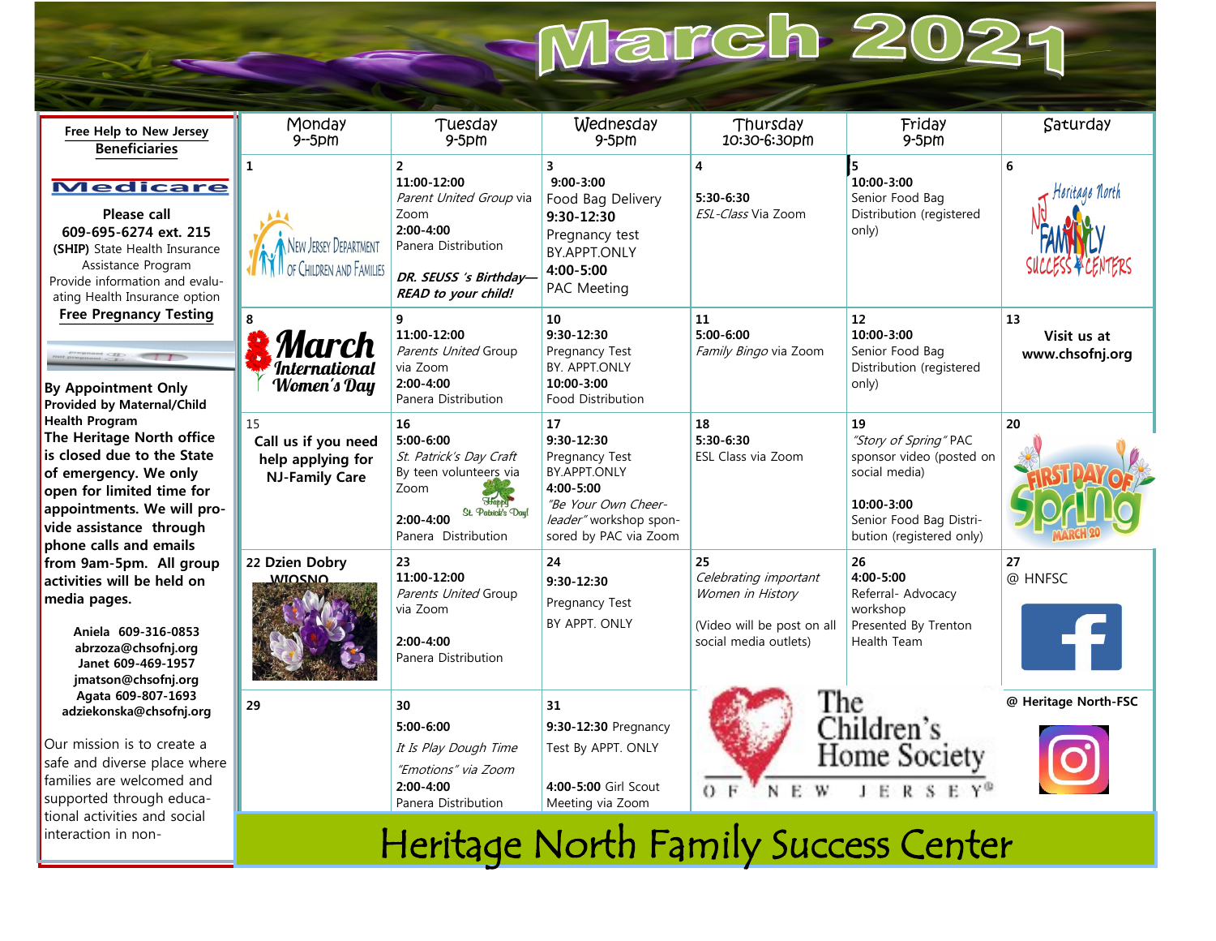# March 2021

**Free Help to New Jersey Beneficiaries**

**Medicare**

**Please call 609-695-6274 ext. 215**
**(SHIP)** State Health Insurance Assistance Program
Provide information and evaluating Health Insurance option

**Free Pregnancy Testing**

**By Appointment Only**
**Provided by Maternal/Child Health Program**

**The Heritage North office is closed due to the State of emergency. We only open for limited time for appointments. We will provide assistance through phone calls and emails from 9am-5pm. All group activities will be held on media pages.**

**Aniela 609-316-0853**
**abrzoza@chsofnj.org**
**Janet 609-469-1957**
**jmatson@chsofnj.org**
**Agata 609-807-1693**
**adziekonska@chsofnj.org**

Our mission is to create a safe and diverse place where families are welcomed and supported through educational activities and social interaction in non-

| Monday 9--5pm | Tuesday 9-5pm | Wednesday 9-5pm | Thursday 10:30-6:30pm | Friday 9-5pm | Saturday |
|---|---|---|---|---|---|
| **1** New Jersey Department of Children and Families | **2** **11:00-12:00** *Parent United Group* via Zoom **2:00-4:00** Panera Distribution ***DR. SEUSS 's Birthday— READ to your child!*** | **3** **9:00-3:00** Food Bag Delivery **9:30-12:30** Pregnancy test BY.APPT.ONLY **4:00-5:00** PAC Meeting | **4** **5:30-6:30** *ESL-Class* Via Zoom | **5** **10:00-3:00** Senior Food Bag Distribution (registered only) | **6** Heritage North NJ Family Success Centers |
| **8** March International Women's Day | **9** **11:00-12:00** *Parents United* Group via Zoom **2:00-4:00** Panera Distribution | **10** **9:30-12:30** Pregnancy Test BY. APPT.ONLY **10:00-3:00** Food Distribution | **11** **5:00-6:00** *Family Bingo* via Zoom | **12** **10:00-3:00** Senior Food Bag Distribution (registered only) | **13** **Visit us at www.chsofnj.org** |
| 15 **Call us if you need help applying for NJ-Family Care** | **16** **5:00-6:00** *St. Patrick's Day Craft* By teen volunteers via Zoom Happy St. Patrick's Day! **2:00-4:00** Panera Distribution | **17** **9:30-12:30** Pregnancy Test BY.APPT.ONLY **4:00-5:00** *"Be Your Own Cheerleader"* workshop sponsored by PAC via Zoom | **18** **5:30-6:30** ESL Class via Zoom | **19** *"Story of Spring"* PAC sponsor video (posted on social media) **10:00-3:00** Senior Food Bag Distribution (registered only) | **20** First Day of Spring March 20 |
| **22 Dzien Dobry WIOSNO** | **23** **11:00-12:00** *Parents United* Group via Zoom **2:00-4:00** Panera Distribution | **24** **9:30-12:30** Pregnancy Test BY APPT. ONLY | **25** *Celebrating important Women in History* (Video will be post on all social media outlets) | **26** **4:00-5:00** Referral- Advocacy workshop Presented By Trenton Health Team | **27** @ HNFSC |
| **29** | **30** **5:00-6:00** *It Is Play Dough Time* *"Emotions" via Zoom* **2:00-4:00** Panera Distribution | **31** **9:30-12:30** Pregnancy Test By APPT. ONLY **4:00-5:00** Girl Scout Meeting via Zoom | The Children's Home Society of New Jersey | | **@ Heritage North-FSC** |

# Heritage North Family Success Center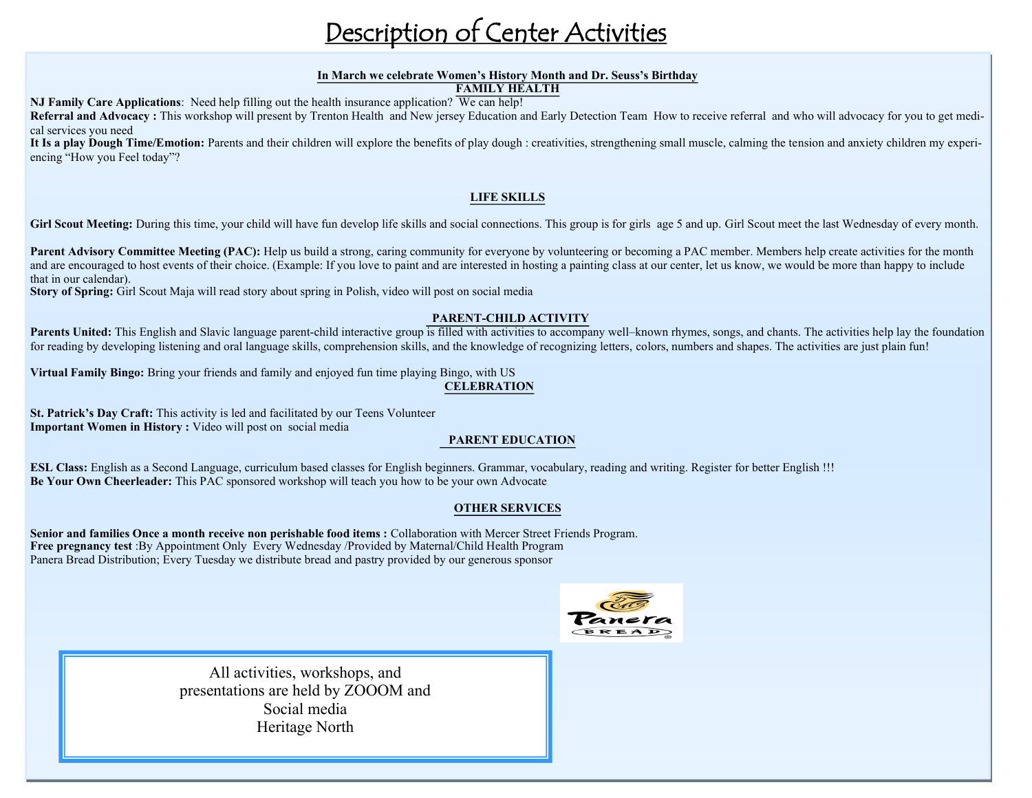# Description of Center Activities

**In March we celebrate Women's History Month and Dr. Seuss's Birthday**

## FAMILY HEALTH

**NJ Family Care Applications**: Need help filling out the health insurance application? We can help!
**Referral and Advocacy :** This workshop will present by Trenton Health and New jersey Education and Early Detection Team How to receive referral and who will advocacy for you to get medical services you need
**It Is a play Dough Time/Emotion:** Parents and their children will explore the benefits of play dough : creativities, strengthening small muscle, calming the tension and anxiety children my experiencing "How you Feel today"?

## LIFE SKILLS

**Girl Scout Meeting:** During this time, your child will have fun develop life skills and social connections. This group is for girls age 5 and up. Girl Scout meet the last Wednesday of every month.

**Parent Advisory Committee Meeting (PAC):** Help us build a strong, caring community for everyone by volunteering or becoming a PAC member. Members help create activities for the month and are encouraged to host events of their choice. (Example: If you love to paint and are interested in hosting a painting class at our center, let us know, we would be more than happy to include that in our calendar).
**Story of Spring:** Girl Scout Maja will read story about spring in Polish, video will post on social media

## PARENT-CHILD ACTIVITY

**Parents United:** This English and Slavic language parent-child interactive group is filled with activities to accompany well–known rhymes, songs, and chants. The activities help lay the foundation for reading by developing listening and oral language skills, comprehension skills, and the knowledge of recognizing letters, colors, numbers and shapes. The activities are just plain fun!

**Virtual Family Bingo:** Bring your friends and family and enjoyed fun time playing Bingo, with US

## CELEBRATION

**St. Patrick's Day Craft:** This activity is led and facilitated by our Teens Volunteer
**Important Women in History :** Video will post on social media

## PARENT EDUCATION

**ESL Class:** English as a Second Language, curriculum based classes for English beginners. Grammar, vocabulary, reading and writing. Register for better English !!!
**Be Your Own Cheerleader:** This PAC sponsored workshop will teach you how to be your own Advocate

## OTHER SERVICES

**Senior and families Once a month receive non perishable food items :** Collaboration with Mercer Street Friends Program.
**Free pregnancy test** :By Appointment Only Every Wednesday /Provided by Maternal/Child Health Program
Panera Bread Distribution; Every Tuesday we distribute bread and pastry provided by our generous sponsor

Panera BREAD

All activities, workshops, and presentations are held by ZOOOM and Social media
Heritage North